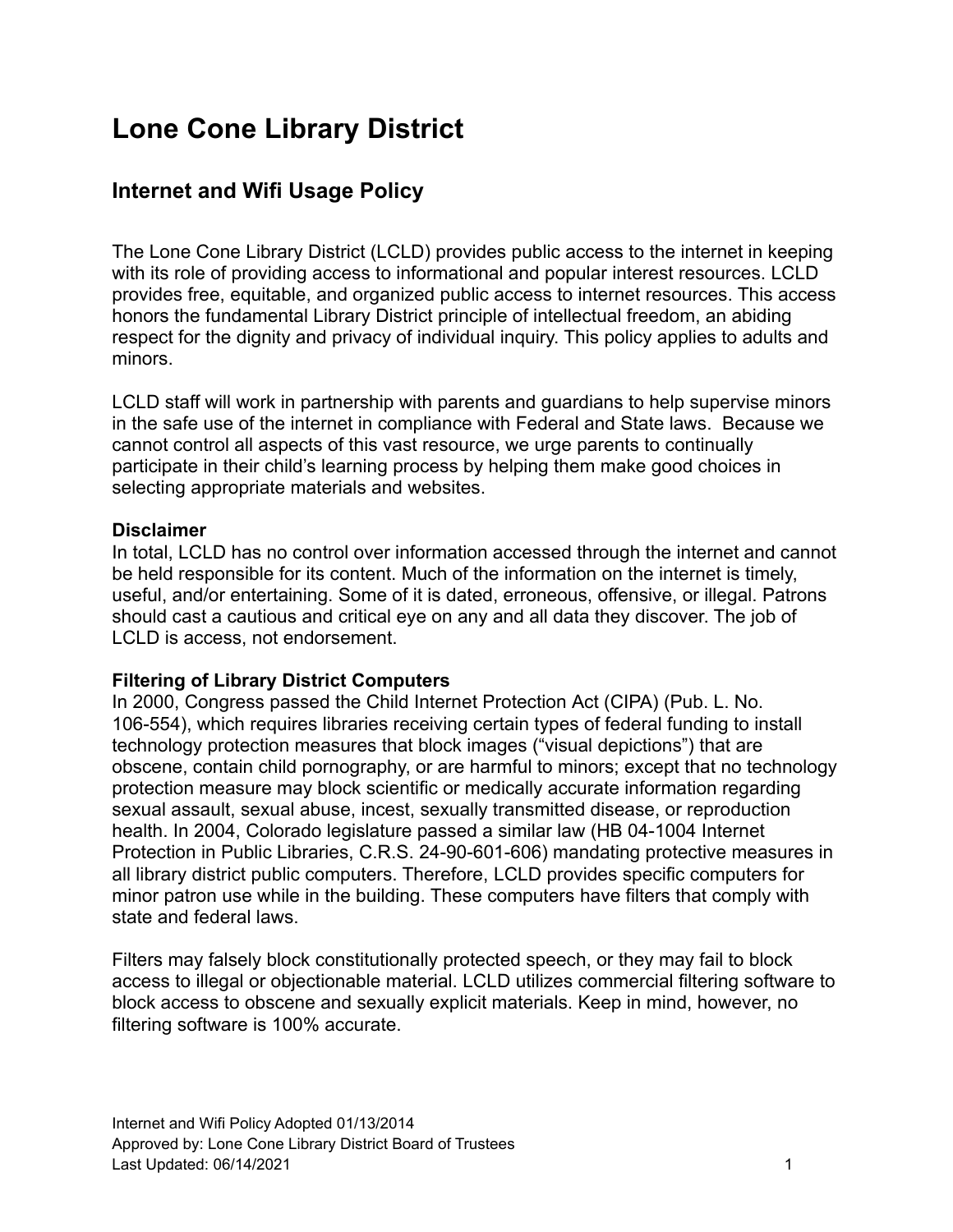# Lone Cone Library District

## Internet and Wifi Usage Policy

The Lone Cone Library District (LCLD) provides public access to the internet in keeping with its role of providing access to informational and popular interest resources. LCLD provides free, equitable, and organized public access to internet resources. This access honors the fundamental Library District principle of intellectual freedom, an abiding respect for the dignity and privacy of individual inquiry. This policy applies to adults and minors.

LCLD staff will work in partnership with parents and guardians to help supervise minors in the safe use of the internet in compliance with Federal and State laws. Because we cannot control all aspects of this vast resource, we urge parents to continually participate in their child's learning process by helping them make good choices in selecting appropriate materials and websites.

**Disclaimer**

In total, LCLD has no control over information accessed through the internet and cannot be held responsible for its content. Much of the information on the internet is timely, useful, and/or entertaining. Some of it is dated, erroneous, offensive, or illegal. Patrons should cast a cautious and critical eye on any and all data they discover. The job of LCLD is access, not endorsement.

**Filtering of Library District Computers**

In 2000, Congress passed the Child Internet Protection Act (CIPA) (Pub. L. No. 106-554), which requires libraries receiving certain types of federal funding to install technology protection measures that block images ("visual depictions") that are obscene, contain child pornography, or are harmful to minors; except that no technology protection measure may block scientific or medically accurate information regarding sexual assault, sexual abuse, incest, sexually transmitted disease, or reproduction health. In 2004, Colorado legislature passed a similar law (HB 04-1004 Internet Protection in Public Libraries, C.R.S. 24-90-601-606) mandating protective measures in all library district public computers. Therefore, LCLD provides specific computers for minor patron use while in the building. These computers have filters that comply with state and federal laws.

Filters may falsely block constitutionally protected speech, or they may fail to block access to illegal or objectionable material. LCLD utilizes commercial filtering software to block access to obscene and sexually explicit materials. Keep in mind, however, no filtering software is 100% accurate.

Internet and Wifi Policy Adopted 01/13/2014
Approved by: Lone Cone Library District Board of Trustees
Last Updated: 06/14/2021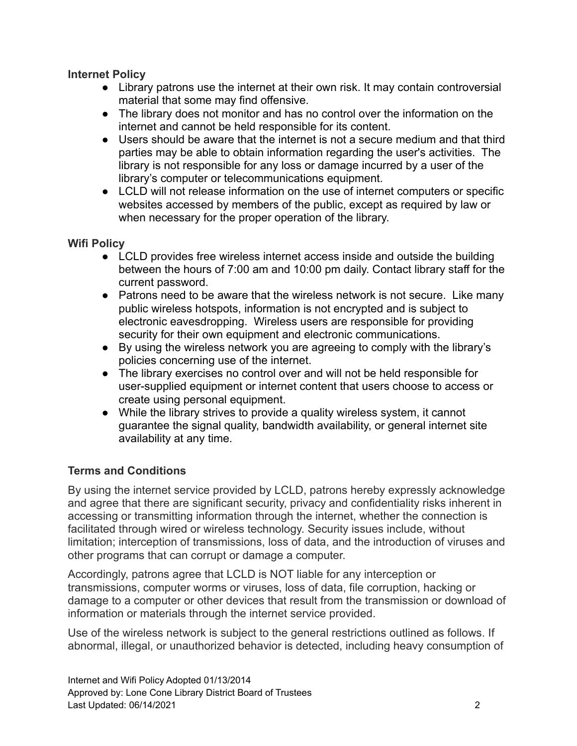**Internet Policy**

- Library patrons use the internet at their own risk. It may contain controversial material that some may find offensive.
- The library does not monitor and has no control over the information on the internet and cannot be held responsible for its content.
- Users should be aware that the internet is not a secure medium and that third parties may be able to obtain information regarding the user's activities. The library is not responsible for any loss or damage incurred by a user of the library's computer or telecommunications equipment.
- LCLD will not release information on the use of internet computers or specific websites accessed by members of the public, except as required by law or when necessary for the proper operation of the library.

**Wifi Policy**

- LCLD provides free wireless internet access inside and outside the building between the hours of 7:00 am and 10:00 pm daily. Contact library staff for the current password.
- Patrons need to be aware that the wireless network is not secure. Like many public wireless hotspots, information is not encrypted and is subject to electronic eavesdropping. Wireless users are responsible for providing security for their own equipment and electronic communications.
- By using the wireless network you are agreeing to comply with the library's policies concerning use of the internet.
- The library exercises no control over and will not be held responsible for user-supplied equipment or internet content that users choose to access or create using personal equipment.
- While the library strives to provide a quality wireless system, it cannot guarantee the signal quality, bandwidth availability, or general internet site availability at any time.

**Terms and Conditions**

By using the internet service provided by LCLD, patrons hereby expressly acknowledge and agree that there are significant security, privacy and confidentiality risks inherent in accessing or transmitting information through the internet, whether the connection is facilitated through wired or wireless technology. Security issues include, without limitation; interception of transmissions, loss of data, and the introduction of viruses and other programs that can corrupt or damage a computer.

Accordingly, patrons agree that LCLD is NOT liable for any interception or transmissions, computer worms or viruses, loss of data, file corruption, hacking or damage to a computer or other devices that result from the transmission or download of information or materials through the internet service provided.

Use of the wireless network is subject to the general restrictions outlined as follows. If abnormal, illegal, or unauthorized behavior is detected, including heavy consumption of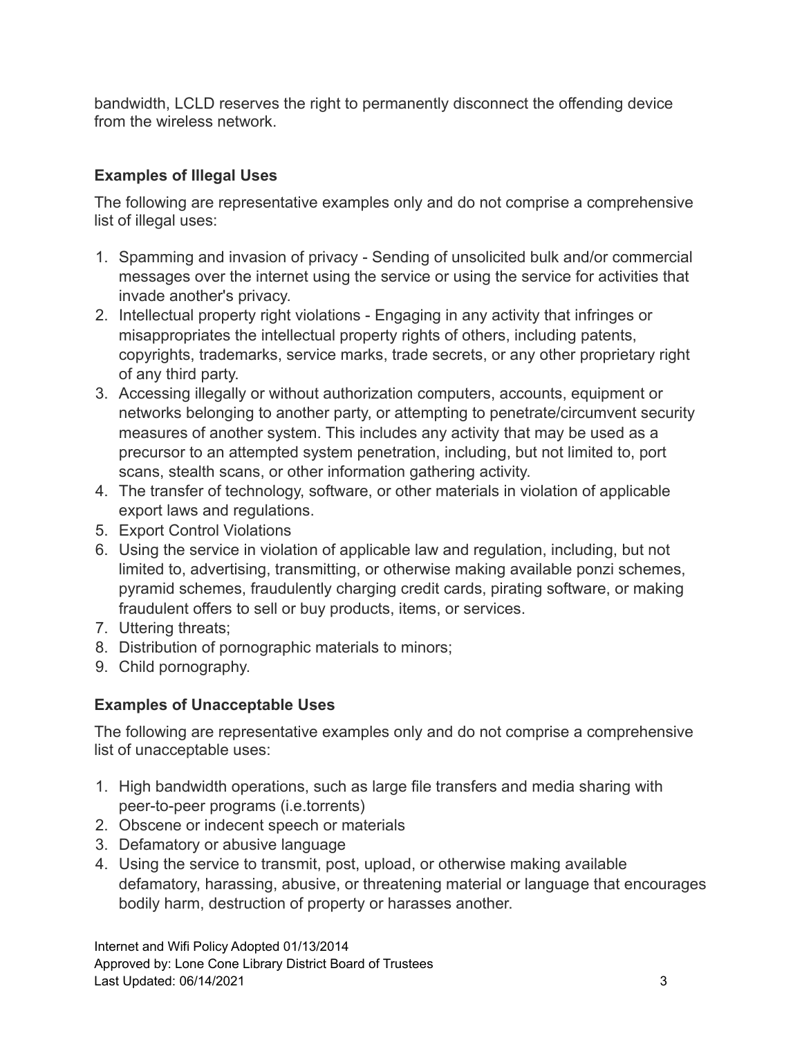bandwidth, LCLD reserves the right to permanently disconnect the offending device from the wireless network.

### Examples of Illegal Uses

The following are representative examples only and do not comprise a comprehensive list of illegal uses:

1. Spamming and invasion of privacy - Sending of unsolicited bulk and/or commercial messages over the internet using the service or using the service for activities that invade another's privacy.
2. Intellectual property right violations - Engaging in any activity that infringes or misappropriates the intellectual property rights of others, including patents, copyrights, trademarks, service marks, trade secrets, or any other proprietary right of any third party.
3. Accessing illegally or without authorization computers, accounts, equipment or networks belonging to another party, or attempting to penetrate/circumvent security measures of another system. This includes any activity that may be used as a precursor to an attempted system penetration, including, but not limited to, port scans, stealth scans, or other information gathering activity.
4. The transfer of technology, software, or other materials in violation of applicable export laws and regulations.
5. Export Control Violations
6. Using the service in violation of applicable law and regulation, including, but not limited to, advertising, transmitting, or otherwise making available ponzi schemes, pyramid schemes, fraudulently charging credit cards, pirating software, or making fraudulent offers to sell or buy products, items, or services.
7. Uttering threats;
8. Distribution of pornographic materials to minors;
9. Child pornography.

### Examples of Unacceptable Uses

The following are representative examples only and do not comprise a comprehensive list of unacceptable uses:

1. High bandwidth operations, such as large file transfers and media sharing with peer-to-peer programs (i.e.torrents)
2. Obscene or indecent speech or materials
3. Defamatory or abusive language
4. Using the service to transmit, post, upload, or otherwise making available defamatory, harassing, abusive, or threatening material or language that encourages bodily harm, destruction of property or harasses another.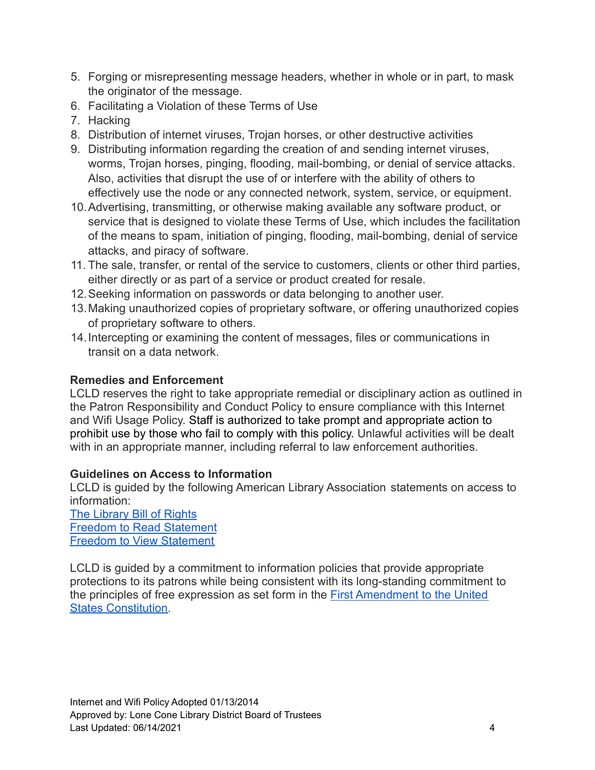5. Forging or misrepresenting message headers, whether in whole or in part, to mask the originator of the message.
6. Facilitating a Violation of these Terms of Use
7. Hacking
8. Distribution of internet viruses, Trojan horses, or other destructive activities
9. Distributing information regarding the creation of and sending internet viruses, worms, Trojan horses, pinging, flooding, mail-bombing, or denial of service attacks. Also, activities that disrupt the use of or interfere with the ability of others to effectively use the node or any connected network, system, service, or equipment.
10. Advertising, transmitting, or otherwise making available any software product, or service that is designed to violate these Terms of Use, which includes the facilitation of the means to spam, initiation of pinging, flooding, mail-bombing, denial of service attacks, and piracy of software.
11. The sale, transfer, or rental of the service to customers, clients or other third parties, either directly or as part of a service or product created for resale.
12. Seeking information on passwords or data belonging to another user.
13. Making unauthorized copies of proprietary software, or offering unauthorized copies of proprietary software to others.
14. Intercepting or examining the content of messages, files or communications in transit on a data network.

**Remedies and Enforcement**
LCLD reserves the right to take appropriate remedial or disciplinary action as outlined in the Patron Responsibility and Conduct Policy to ensure compliance with this Internet and Wifi Usage Policy. Staff is authorized to take prompt and appropriate action to prohibit use by those who fail to comply with this policy. Unlawful activities will be dealt with in an appropriate manner, including referral to law enforcement authorities.

**Guidelines on Access to Information**
LCLD is guided by the following American Library Association statements on access to information:
The Library Bill of Rights
Freedom to Read Statement
Freedom to View Statement

LCLD is guided by a commitment to information policies that provide appropriate protections to its patrons while being consistent with its long-standing commitment to the principles of free expression as set form in the First Amendment to the United States Constitution.

Internet and Wifi Policy Adopted 01/13/2014
Approved by: Lone Cone Library District Board of Trustees
Last Updated: 06/14/2021